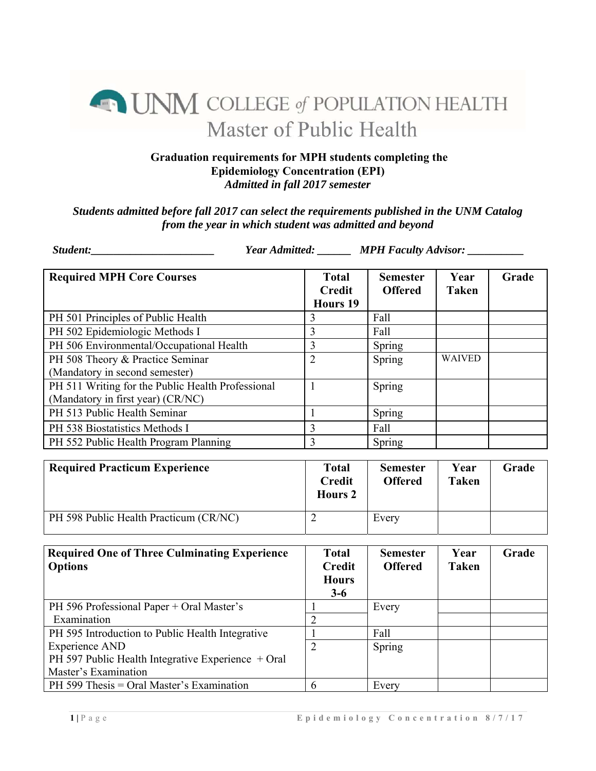# UNM COLLEGE of POPULATION HEALTH
## Master of Public Health

**Graduation requirements for MPH students completing the Epidemiology Concentration (EPI)**
***Admitted in fall 2017 semester***

***Students admitted before fall 2017 can select the requirements published in the UNM Catalog from the year in which student was admitted and beyond***

***Student:______________________ Year Admitted: ______ MPH Faculty Advisor: __________***

| Required MPH Core Courses | Total Credit Hours 19 | Semester Offered | Year Taken | Grade |
|---|---|---|---|---|
| PH 501 Principles of Public Health | 3 | Fall | | |
| PH 502 Epidemiologic Methods I | 3 | Fall | | |
| PH 506 Environmental/Occupational Health | 3 | Spring | | |
| PH 508 Theory & Practice Seminar (Mandatory in second semester) | 2 | Spring | WAIVED | |
| PH 511 Writing for the Public Health Professional (Mandatory in first year) (CR/NC) | 1 | Spring | | |
| PH 513 Public Health Seminar | 1 | Spring | | |
| PH 538 Biostatistics Methods I | 3 | Fall | | |
| PH 552 Public Health Program Planning | 3 | Spring | | |

| Required Practicum Experience | Total Credit Hours 2 | Semester Offered | Year Taken | Grade |
|---|---|---|---|---|
| PH 598 Public Health Practicum (CR/NC) | 2 | Every | | |

| Required One of Three Culminating Experience Options | Total Credit Hours 3-6 | Semester Offered | Year Taken | Grade |
|---|---|---|---|---|
| PH 596 Professional Paper + Oral Master's Examination | 1 | Every | | |
| | 2 | | | |
| PH 595 Introduction to Public Health Integrative Experience AND | 1 | Fall | | |
| PH 597 Public Health Integrative Experience + Oral Master's Examination | 2 | Spring | | |
| PH 599 Thesis = Oral Master's Examination | 6 | Every | | |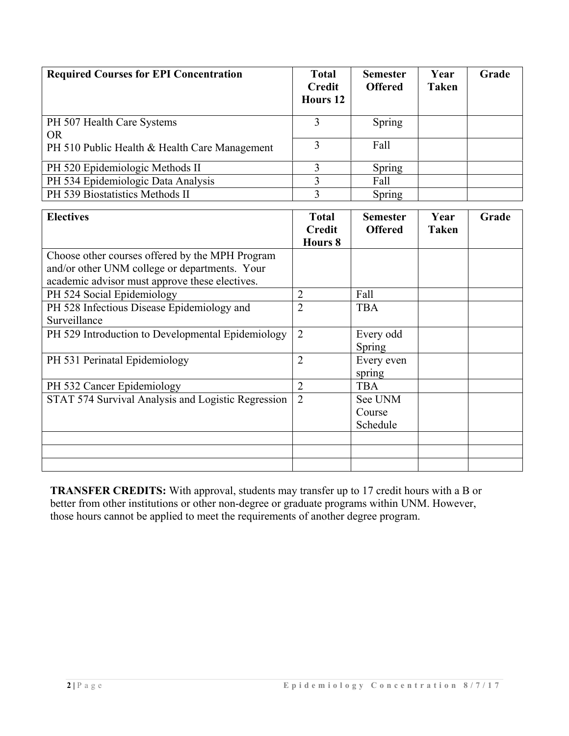| Required Courses for EPI Concentration | Total Credit Hours 12 | Semester Offered | Year Taken | Grade |
|---|---|---|---|---|
| PH 507 Health Care Systems<br>OR | 3 | Spring | | |
| PH 510 Public Health & Health Care Management | 3 | Fall | | |
| PH 520 Epidemiologic Methods II | 3 | Spring | | |
| PH 534 Epidemiologic Data Analysis | 3 | Fall | | |
| PH 539 Biostatistics Methods II | 3 | Spring | | |

| Electives | Total Credit Hours 8 | Semester Offered | Year Taken | Grade |
|---|---|---|---|---|
| Choose other courses offered by the MPH Program and/or other UNM college or departments. Your academic advisor must approve these electives. | | | | |
| PH 524 Social Epidemiology | 2 | Fall | | |
| PH 528 Infectious Disease Epidemiology and Surveillance | 2 | TBA | | |
| PH 529 Introduction to Developmental Epidemiology | 2 | Every odd Spring | | |
| PH 531 Perinatal Epidemiology | 2 | Every even spring | | |
| PH 532 Cancer Epidemiology | 2 | TBA | | |
| STAT 574 Survival Analysis and Logistic Regression | 2 | See UNM Course Schedule | | |
| | | | | |
| | | | | |
| | | | | |

**TRANSFER CREDITS:** With approval, students may transfer up to 17 credit hours with a B or better from other institutions or other non-degree or graduate programs within UNM. However, those hours cannot be applied to meet the requirements of another degree program.